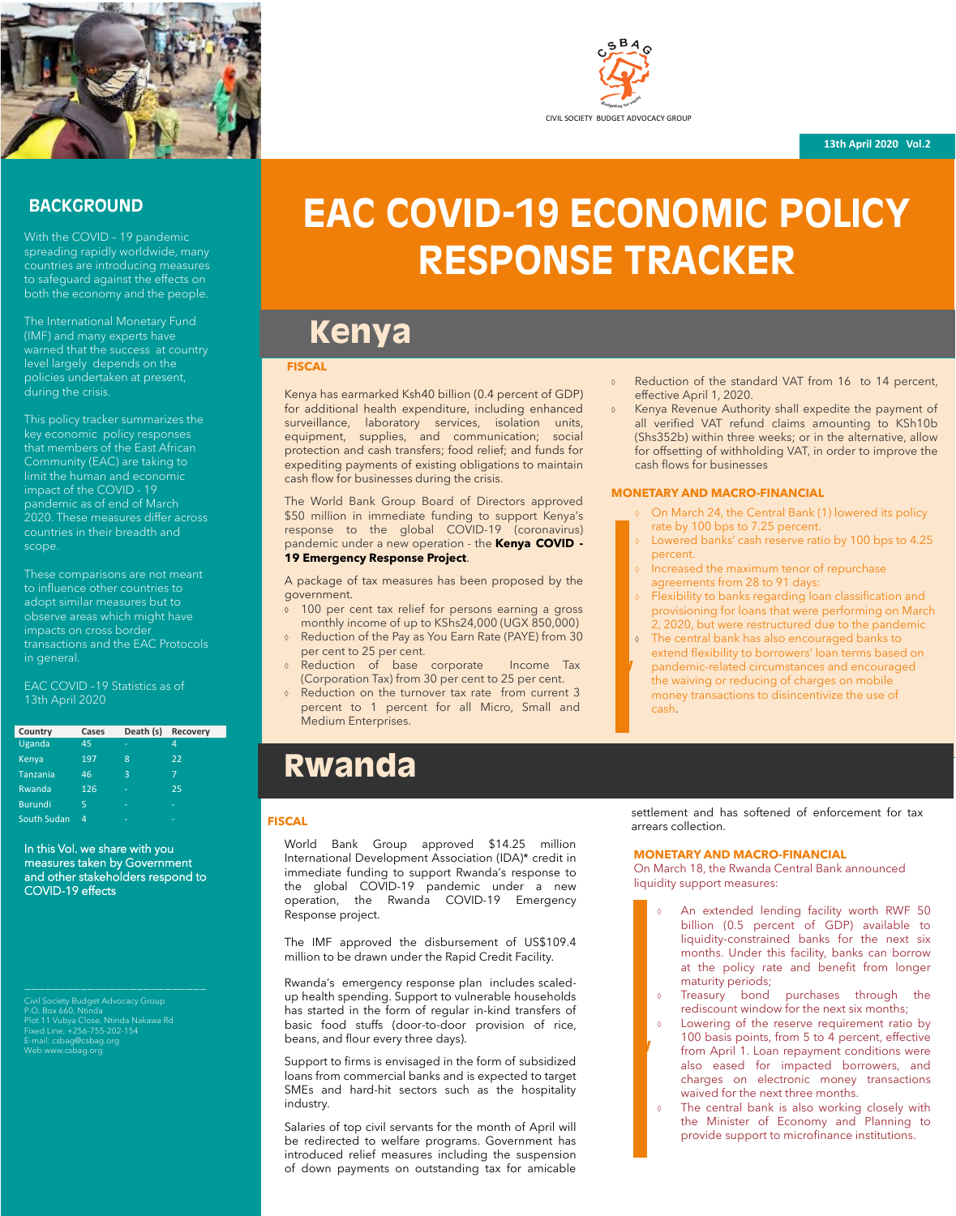CIVIL SOCIETY BUDGET ADVOCACY GROUP

13th April 2020 Vol.2

# EAC COVID-19 ECONOMIC POLICY RESPONSE TRACKER

## BACKGROUND

With the COVID – 19 pandemic spreading rapidly worldwide, many countries are introducing measures to safeguard against the effects on both the economy and the people.

The International Monetary Fund (IMF) and many experts have warned that the success at country level largely depends on the policies undertaken at present, during the crisis.

This policy tracker summarizes the key economic policy responses that members of the East African Community (EAC) are taking to limit the human and economic impact of the COVID - 19 pandemic as of end of March 2020. These measures differ across countries in their breadth and scope.

These comparisons are not meant to influence other countries to adopt similar measures but to observe areas which might have impacts on cross border transactions and the EAC Protocols in general.

EAC COVID –19 Statistics as of 13th April 2020

| Country | Cases | Death (s) | Recovery |
|---|---|---|---|
| Uganda | 45 | - | 4 |
| Kenya | 197 | 8 | 22 |
| Tanzania | 46 | 3 | 7 |
| Rwanda | 126 | - | 25 |
| Burundi | 5 | - | - |
| South Sudan | 4 | - | - |

In this Vol. we share with you measures taken by Government and other stakeholders respond to COVID-19 effects

Civil Society Budget Advocacy Group
P.O. Box 660, Ntinda
Plot 11 Vubya Close, Ntinda Nakawa Rd
Fixed Line: +256-755-202-154
E-mail: csbag@csbag.org
Web www.csbag.org

## Kenya

### FISCAL

Kenya has earmarked Ksh40 billion (0.4 percent of GDP) for additional health expenditure, including enhanced surveillance, laboratory services, isolation units, equipment, supplies, and communication; social protection and cash transfers; food relief; and funds for expediting payments of existing obligations to maintain cash flow for businesses during the crisis.

The World Bank Group Board of Directors approved $50 million in immediate funding to support Kenya's response to the global COVID-19 (coronavirus) pandemic under a new operation - the **Kenya COVID - 19 Emergency Response Project**.

A package of tax measures has been proposed by the government.

- 100 per cent tax relief for persons earning a gross monthly income of up to KShs24,000 (UGX 850,000)
- Reduction of the Pay as You Earn Rate (PAYE) from 30 per cent to 25 per cent.
- Reduction of base corporate Income Tax (Corporation Tax) from 30 per cent to 25 per cent.
- Reduction on the turnover tax rate from current 3 percent to 1 percent for all Micro, Small and Medium Enterprises.
- Reduction of the standard VAT from 16 to 14 percent, effective April 1, 2020.
- Kenya Revenue Authority shall expedite the payment of all verified VAT refund claims amounting to KSh10b (Shs352b) within three weeks; or in the alternative, allow for offsetting of withholding VAT, in order to improve the cash flows for businesses

### MONETARY AND MACRO-FINANCIAL

- On March 24, the Central Bank (1) lowered its policy rate by 100 bps to 7.25 percent.
- Lowered banks' cash reserve ratio by 100 bps to 4.25 percent.
- Increased the maximum tenor of repurchase agreements from 28 to 91 days:
- Flexibility to banks regarding loan classification and provisioning for loans that were performing on March 2, 2020, but were restructured due to the pandemic
- The central bank has also encouraged banks to extend flexibility to borrowers' loan terms based on pandemic-related circumstances and encouraged the waiving or reducing of charges on mobile money transactions to disincentivize the use of cash.

## Rwanda

### FISCAL

World Bank Group approved $14.25 million International Development Association (IDA)* credit in immediate funding to support Rwanda's response to the global COVID-19 pandemic under a new operation, the Rwanda COVID-19 Emergency Response project.

The IMF approved the disbursement of US$109.4 million to be drawn under the Rapid Credit Facility.

Rwanda's emergency response plan includes scaled-up health spending. Support to vulnerable households has started in the form of regular in-kind transfers of basic food stuffs (door-to-door provision of rice, beans, and flour every three days).

Support to firms is envisaged in the form of subsidized loans from commercial banks and is expected to target SMEs and hard-hit sectors such as the hospitality industry.

Salaries of top civil servants for the month of April will be redirected to welfare programs. Government has introduced relief measures including the suspension of down payments on outstanding tax for amicable settlement and has softened of enforcement for tax arrears collection.

### MONETARY AND MACRO-FINANCIAL

On March 18, the Rwanda Central Bank announced liquidity support measures:

- An extended lending facility worth RWF 50 billion (0.5 percent of GDP) available to liquidity-constrained banks for the next six months. Under this facility, banks can borrow at the policy rate and benefit from longer maturity periods;
- Treasury bond purchases through the rediscount window for the next six months;
- Lowering of the reserve requirement ratio by 100 basis points, from 5 to 4 percent, effective from April 1. Loan repayment conditions were also eased for impacted borrowers, and charges on electronic money transactions waived for the next three months.
- The central bank is also working closely with the Minister of Economy and Planning to provide support to microfinance institutions.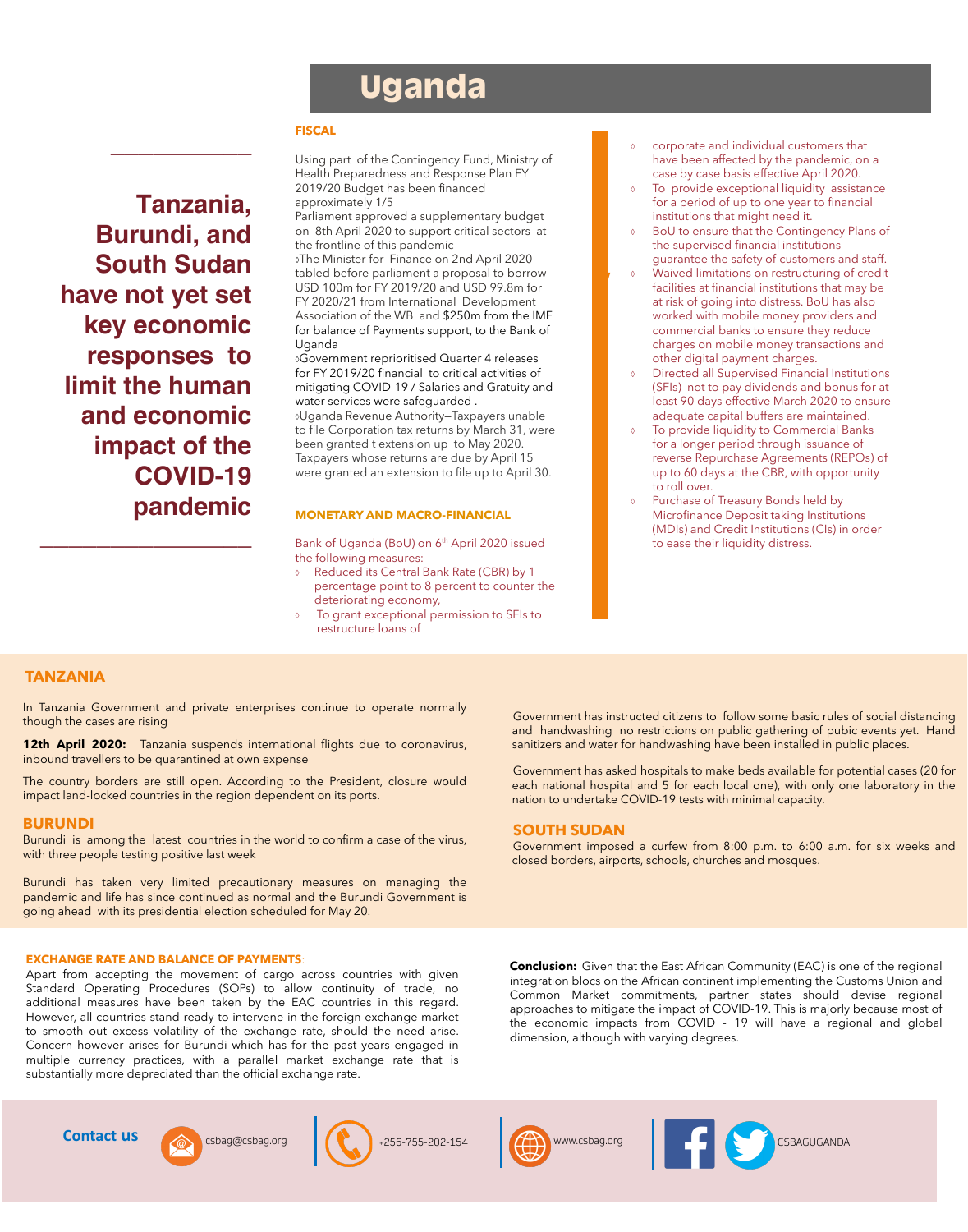# Uganda

## Tanzania, Burundi, and South Sudan have not yet set key economic responses to limit the human and economic impact of the COVID-19 pandemic

### FISCAL

Using part of the Contingency Fund, Ministry of Health Preparedness and Response Plan FY 2019/20 Budget has been financed approximately 1/5

Parliament approved a supplementary budget on 8th April 2020 to support critical sectors at the frontline of this pandemic

◊The Minister for Finance on 2nd April 2020 tabled before parliament a proposal to borrow USD 100m for FY 2019/20 and USD 99.8m for FY 2020/21 from International Development Association of the WB and $250m from the IMF for balance of Payments support, to the Bank of Uganda

◊Government reprioritised Quarter 4 releases for FY 2019/20 financial to critical activities of mitigating COVID-19 / Salaries and Gratuity and water services were safeguarded .

◊Uganda Revenue Authority–Taxpayers unable to file Corporation tax returns by March 31, were been granted t extension up to May 2020. Taxpayers whose returns are due by April 15 were granted an extension to file up to April 30.

### MONETARY AND MACRO-FINANCIAL

Bank of Uganda (BoU) on 6th April 2020 issued the following measures:

- Reduced its Central Bank Rate (CBR) by 1 percentage point to 8 percent to counter the deteriorating economy,
- To grant exceptional permission to SFIs to restructure loans of corporate and individual customers that have been affected by the pandemic, on a case by case basis effective April 2020.
- To provide exceptional liquidity assistance for a period of up to one year to financial institutions that might need it.
- BoU to ensure that the Contingency Plans of the supervised financial institutions guarantee the safety of customers and staff.
- Waived limitations on restructuring of credit facilities at financial institutions that may be at risk of going into distress. BoU has also worked with mobile money providers and commercial banks to ensure they reduce charges on mobile money transactions and other digital payment charges.
- Directed all Supervised Financial Institutions (SFIs) not to pay dividends and bonus for at least 90 days effective March 2020 to ensure adequate capital buffers are maintained.
- To provide liquidity to Commercial Banks for a longer period through issuance of reverse Repurchase Agreements (REPOs) of up to 60 days at the CBR, with opportunity to roll over.
- Purchase of Treasury Bonds held by Microfinance Deposit taking Institutions (MDIs) and Credit Institutions (CIs) in order to ease their liquidity distress.

## TANZANIA

In Tanzania Government and private enterprises continue to operate normally though the cases are rising

**12th April 2020:** Tanzania suspends international flights due to coronavirus, inbound travellers to be quarantined at own expense

The country borders are still open. According to the President, closure would impact land-locked countries in the region dependent on its ports.

Government has instructed citizens to follow some basic rules of social distancing and handwashing no restrictions on public gathering of pubic events yet. Hand sanitizers and water for handwashing have been installed in public places.

Government has asked hospitals to make beds available for potential cases (20 for each national hospital and 5 for each local one), with only one laboratory in the nation to undertake COVID-19 tests with minimal capacity.

## BURUNDI

Burundi is among the latest countries in the world to confirm a case of the virus, with three people testing positive last week

Burundi has taken very limited precautionary measures on managing the pandemic and life has since continued as normal and the Burundi Government is going ahead with its presidential election scheduled for May 20.

## SOUTH SUDAN

Government imposed a curfew from 8:00 p.m. to 6:00 a.m. for six weeks and closed borders, airports, schools, churches and mosques.

### EXCHANGE RATE AND BALANCE OF PAYMENTS:

Apart from accepting the movement of cargo across countries with given Standard Operating Procedures (SOPs) to allow continuity of trade, no additional measures have been taken by the EAC countries in this regard. However, all countries stand ready to intervene in the foreign exchange market to smooth out excess volatility of the exchange rate, should the need arise. Concern however arises for Burundi which has for the past years engaged in multiple currency practices, with a parallel market exchange rate that is substantially more depreciated than the official exchange rate.

**Conclusion:** Given that the East African Community (EAC) is one of the regional integration blocs on the African continent implementing the Customs Union and Common Market commitments, partner states should devise regional approaches to mitigate the impact of COVID-19. This is majorly because most of the economic impacts from COVID - 19 will have a regional and global dimension, although with varying degrees.

**Contact us**

csbag@csbag.org

+256-755-202-154

www.csbag.org

CSBAGUGANDA